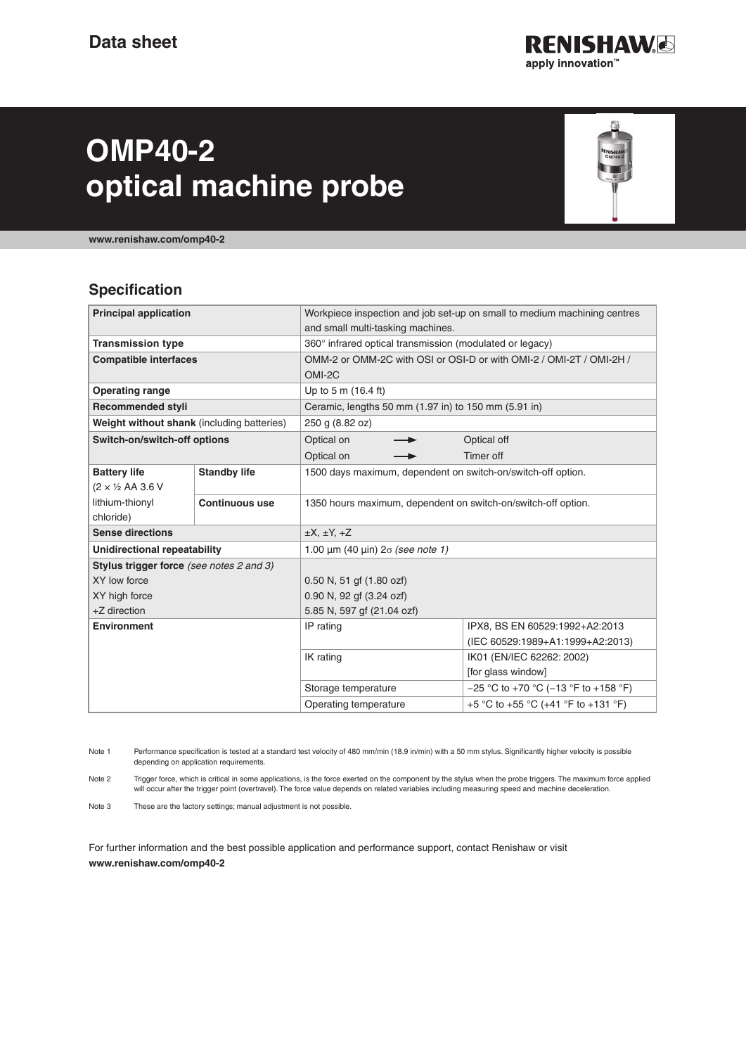**Data sheet**

**RENISHAW**
apply innovation™

# OMP40-2 optical machine probe

**www.renishaw.com/omp40-2**

## Specification

| | | | |
|---|---|---|---|
| **Principal application** | | Workpiece inspection and job set-up on small to medium machining centres and small multi-tasking machines. | |
| **Transmission type** | | 360° infrared optical transmission (modulated or legacy) | |
| **Compatible interfaces** | | OMM-2 or OMM-2C with OSI or OSI-D or with OMI-2 / OMI-2T / OMI-2H / OMI-2C | |
| **Operating range** | | Up to 5 m (16.4 ft) | |
| **Recommended styli** | | Ceramic, lengths 50 mm (1.97 in) to 150 mm (5.91 in) | |
| **Weight without shank** (including batteries) | | 250 g (8.82 oz) | |
| **Switch-on/switch-off options** | | Optical on → Optical off<br>Optical on → Timer off | |
| **Battery life** (2 × ½ AA 3.6 V lithium-thionyl chloride) | **Standby life** | 1500 days maximum, dependent on switch-on/switch-off option. | |
| | **Continuous use** | 1350 hours maximum, dependent on switch-on/switch-off option. | |
| **Sense directions** | | ±X, ±Y, +Z | |
| **Unidirectional repeatability** | | 1.00 µm (40 µin) $2\sigma$ *(see note 1)* | |
| **Stylus trigger force** *(see notes 2 and 3)*<br>XY low force<br>XY high force<br>+Z direction | | <br>0.50 N, 51 gf (1.80 ozf)<br>0.90 N, 92 gf (3.24 ozf)<br>5.85 N, 597 gf (21.04 ozf) | |
| **Environment** | | IP rating | IPX8, BS EN 60529:1992+A2:2013 (IEC 60529:1989+A1:1999+A2:2013) |
| | | IK rating | IK01 (EN/IEC 62262: 2002) [for glass window] |
| | | Storage temperature | −25 °C to +70 °C (−13 °F to +158 °F) |
| | | Operating temperature | +5 °C to +55 °C (+41 °F to +131 °F) |

Note 1 Performance specification is tested at a standard test velocity of 480 mm/min (18.9 in/min) with a 50 mm stylus. Significantly higher velocity is possible depending on application requirements.

Note 2 Trigger force, which is critical in some applications, is the force exerted on the component by the stylus when the probe triggers. The maximum force applied will occur after the trigger point (overtravel). The force value depends on related variables including measuring speed and machine deceleration.

Note 3 These are the factory settings; manual adjustment is not possible.

For further information and the best possible application and performance support, contact Renishaw or visit **www.renishaw.com/omp40-2**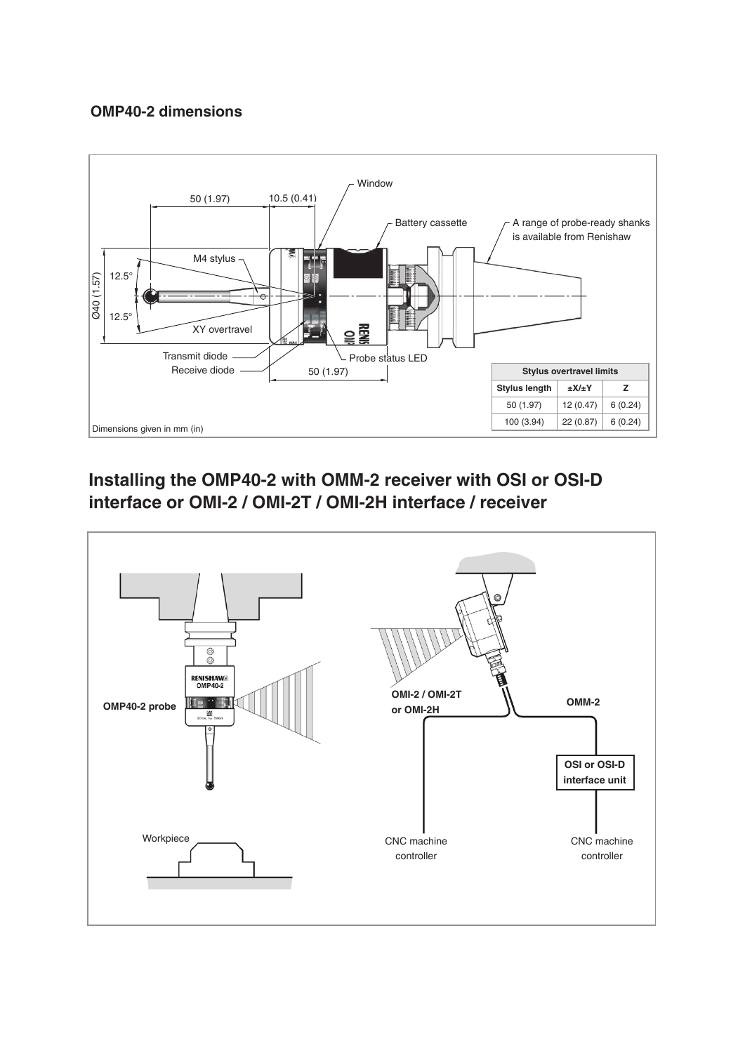## OMP40-2 dimensions

Window

50 (1.97) 10.5 (0.41)

Battery cassette

A range of probe-ready shanks is available from Renishaw

M4 stylus

Ø40 (1.57)

12.5°

12.5°

XY overtravel

Transmit diode

Receive diode

Probe status LED

50 (1.97)

| Stylus overtravel limits | | |
|---|---|---|
| Stylus length | ±X/±Y | Z |
| 50 (1.97) | 12 (0.47) | 6 (0.24) |
| 100 (3.94) | 22 (0.87) | 6 (0.24) |

Dimensions given in mm (in)

## Installing the OMP40-2 with OMM-2 receiver with OSI or OSI-D interface or OMI-2 / OMI-2T / OMI-2H interface / receiver

OMP40-2 probe

OMI-2 / OMI-2T or OMI-2H

OMM-2

OSI or OSI-D interface unit

Workpiece

CNC machine controller

CNC machine controller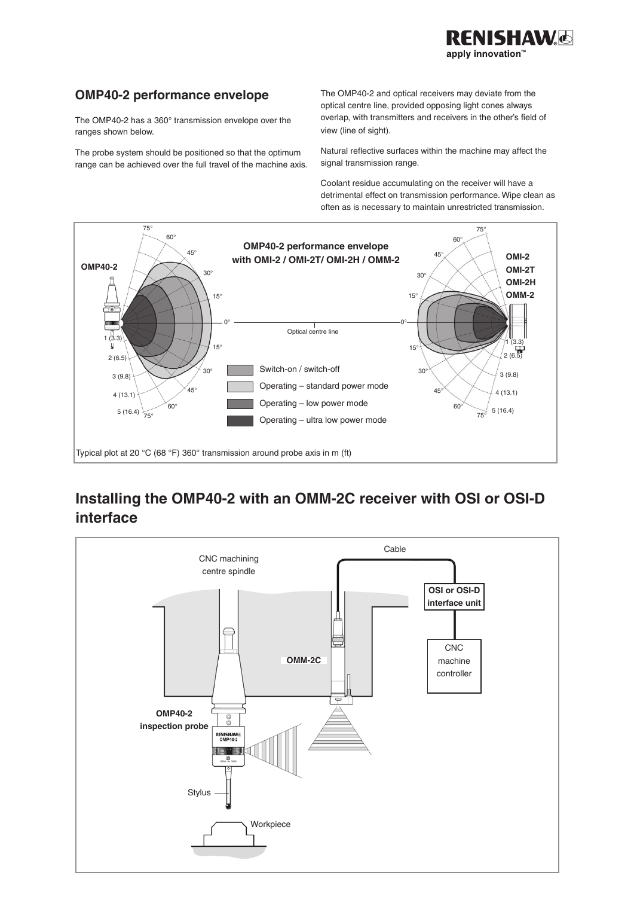## OMP40-2 performance envelope

The OMP40-2 has a 360° transmission envelope over the ranges shown below.

The probe system should be positioned so that the optimum range can be achieved over the full travel of the machine axis.

The OMP40-2 and optical receivers may deviate from the optical centre line, provided opposing light cones always overlap, with transmitters and receivers in the other's field of view (line of sight).

Natural reflective surfaces within the machine may affect the signal transmission range.

Coolant residue accumulating on the receiver will have a detrimental effect on transmission performance. Wipe clean as often as is necessary to maintain unrestricted transmission.

**OMP40-2 performance envelope with OMI-2 / OMI-2T/ OMI-2H / OMM-2**

- Switch-on / switch-off
- Operating – standard power mode
- Operating – low power mode
- Operating – ultra low power mode

Typical plot at 20 °C (68 °F) 360° transmission around probe axis in m (ft)

## Installing the OMP40-2 with an OMM-2C receiver with OSI or OSI-D interface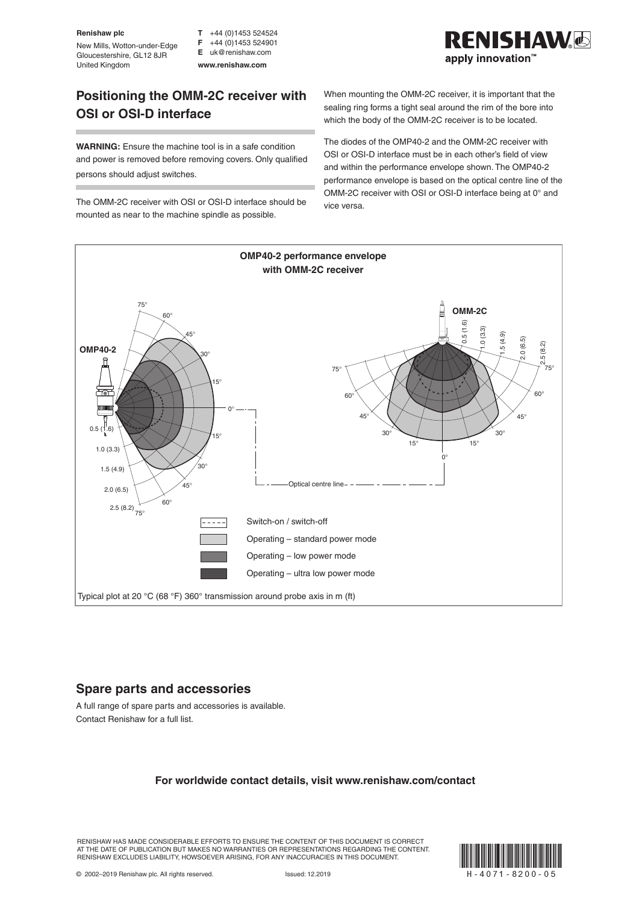**Renishaw plc**

New Mills, Wotton-under-Edge
Gloucestershire, GL12 8JR
United Kingdom

**T** +44 (0)1453 524524
**F** +44 (0)1453 524901
**E** uk@renishaw.com

**www.renishaw.com**

RENISHAW
apply innovation™

## Positioning the OMM-2C receiver with OSI or OSI-D interface

**WARNING:** Ensure the machine tool is in a safe condition and power is removed before removing covers. Only qualified persons should adjust switches.

The OMM-2C receiver with OSI or OSI-D interface should be mounted as near to the machine spindle as possible.

When mounting the OMM-2C receiver, it is important that the sealing ring forms a tight seal around the rim of the bore into which the body of the OMM-2C receiver is to be located.

The diodes of the OMP40-2 and the OMM-2C receiver with OSI or OSI-D interface must be in each other's field of view and within the performance envelope shown. The OMP40-2 performance envelope is based on the optical centre line of the OMM-2C receiver with OSI or OSI-D interface being at 0° and vice versa.

**OMP40-2 performance envelope with OMM-2C receiver**

OMP40-2

75°
60°
45°
30°
15°
0°
15°
30°
45°
60°
75°

0.5 (1.6)
1.0 (3.3)
1.5 (4.9)
2.0 (6.5)
2.5 (8.2)

OMM-2C

0.5 (1.6)
1.0 (3.3)
1.5 (4.9)
2.0 (6.5)
2.5 (8.2)

75°
60°
45°
30°
15°
0°
15°
30°
45°
60°
75°

Optical centre line

Switch-on / switch-off

Operating – standard power mode

Operating – low power mode

Operating – ultra low power mode

Typical plot at 20 °C (68 °F) 360° transmission around probe axis in m (ft)

## Spare parts and accessories

A full range of spare parts and accessories is available.
Contact Renishaw for a full list.

**For worldwide contact details, visit www.renishaw.com/contact**

RENISHAW HAS MADE CONSIDERABLE EFFORTS TO ENSURE THE CONTENT OF THIS DOCUMENT IS CORRECT AT THE DATE OF PUBLICATION BUT MAKES NO WARRANTIES OR REPRESENTATIONS REGARDING THE CONTENT. RENISHAW EXCLUDES LIABILITY, HOWSOEVER ARISING, FOR ANY INACCURACIES IN THIS DOCUMENT.

© 2002–2019 Renishaw plc. All rights reserved.

Issued: 12.2019

H-4071-8200-05